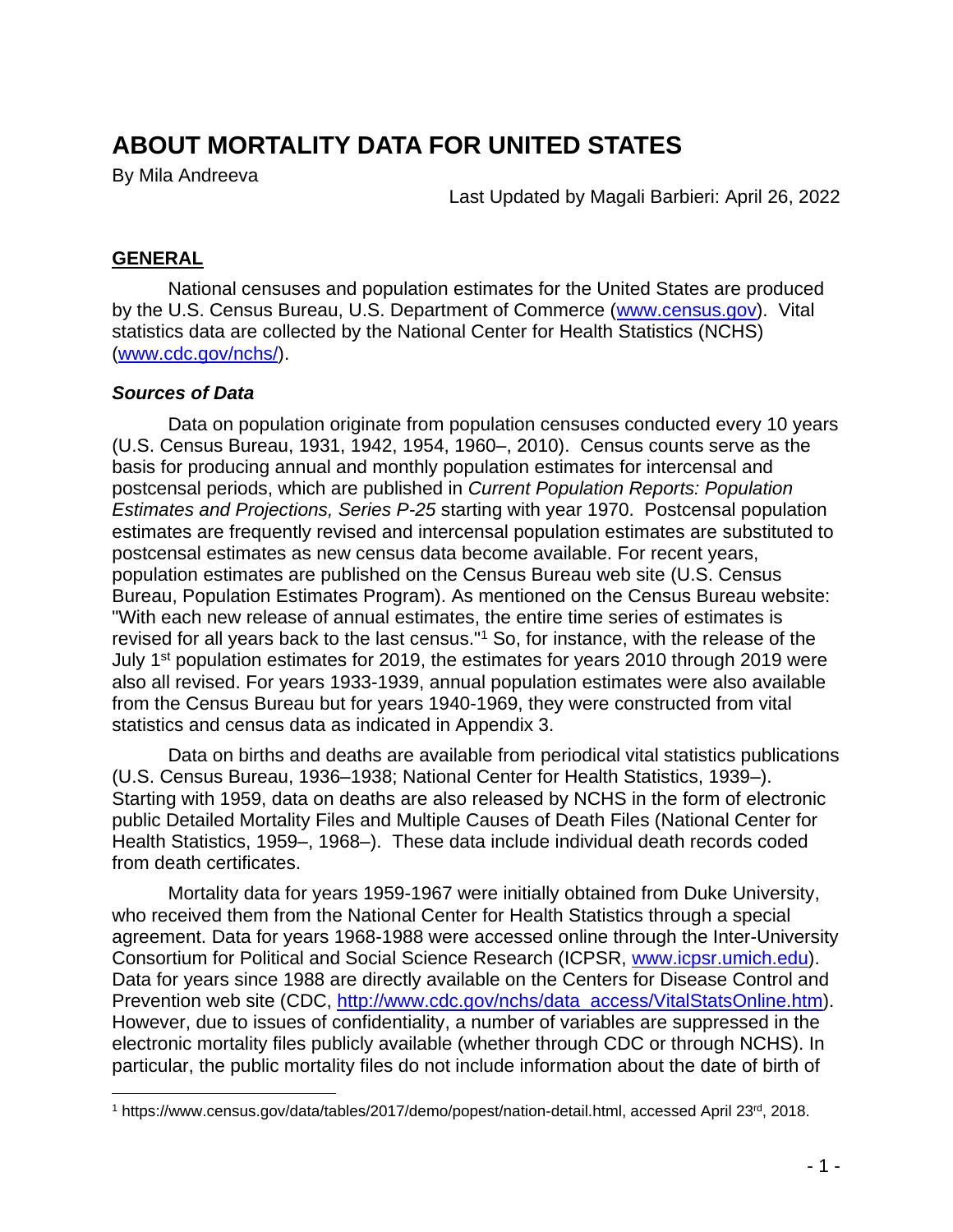# ABOUT MORTALITY DATA FOR UNITED STATES

By Mila Andreeva

Last Updated by Magali Barbieri: April 26, 2022

## GENERAL

National censuses and population estimates for the United States are produced by the U.S. Census Bureau, U.S. Department of Commerce (www.census.gov). Vital statistics data are collected by the National Center for Health Statistics (NCHS) (www.cdc.gov/nchs/).

### *Sources of Data*

Data on population originate from population censuses conducted every 10 years (U.S. Census Bureau, 1931, 1942, 1954, 1960–, 2010). Census counts serve as the basis for producing annual and monthly population estimates for intercensal and postcensal periods, which are published in *Current Population Reports: Population Estimates and Projections, Series P-25* starting with year 1970. Postcensal population estimates are frequently revised and intercensal population estimates are substituted to postcensal estimates as new census data become available. For recent years, population estimates are published on the Census Bureau web site (U.S. Census Bureau, Population Estimates Program). As mentioned on the Census Bureau website: "With each new release of annual estimates, the entire time series of estimates is revised for all years back to the last census."[1] So, for instance, with the release of the July 1st population estimates for 2019, the estimates for years 2010 through 2019 were also all revised. For years 1933-1939, annual population estimates were also available from the Census Bureau but for years 1940-1969, they were constructed from vital statistics and census data as indicated in Appendix 3.

Data on births and deaths are available from periodical vital statistics publications (U.S. Census Bureau, 1936–1938; National Center for Health Statistics, 1939–). Starting with 1959, data on deaths are also released by NCHS in the form of electronic public Detailed Mortality Files and Multiple Causes of Death Files (National Center for Health Statistics, 1959–, 1968–). These data include individual death records coded from death certificates.

Mortality data for years 1959-1967 were initially obtained from Duke University, who received them from the National Center for Health Statistics through a special agreement. Data for years 1968-1988 were accessed online through the Inter-University Consortium for Political and Social Science Research (ICPSR, www.icpsr.umich.edu). Data for years since 1988 are directly available on the Centers for Disease Control and Prevention web site (CDC, http://www.cdc.gov/nchs/data_access/VitalStatsOnline.htm). However, due to issues of confidentiality, a number of variables are suppressed in the electronic mortality files publicly available (whether through CDC or through NCHS). In particular, the public mortality files do not include information about the date of birth of

[1] https://www.census.gov/data/tables/2017/demo/popest/nation-detail.html, accessed April 23rd, 2018.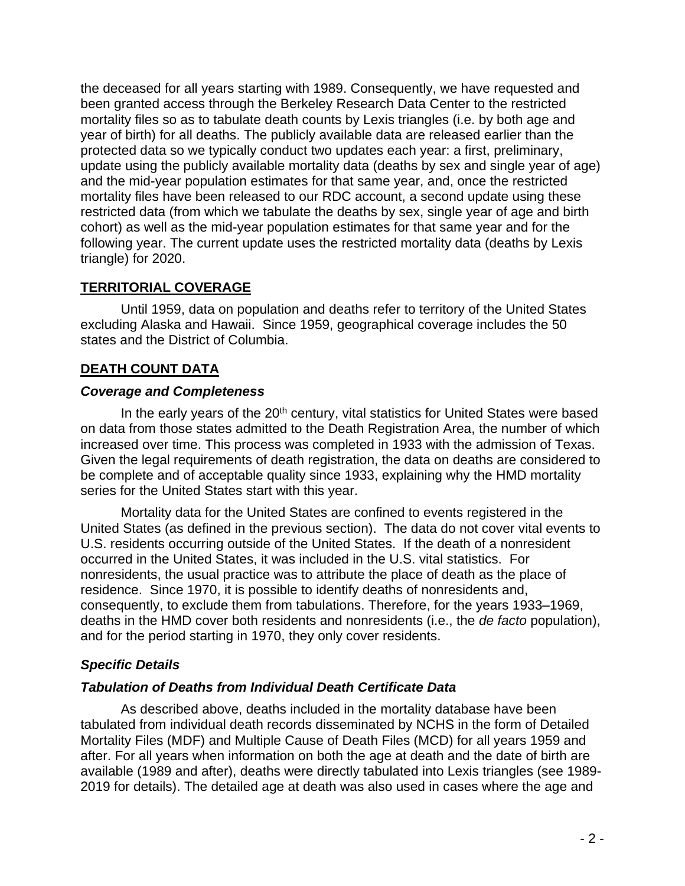the deceased for all years starting with 1989. Consequently, we have requested and been granted access through the Berkeley Research Data Center to the restricted mortality files so as to tabulate death counts by Lexis triangles (i.e. by both age and year of birth) for all deaths. The publicly available data are released earlier than the protected data so we typically conduct two updates each year: a first, preliminary, update using the publicly available mortality data (deaths by sex and single year of age) and the mid-year population estimates for that same year, and, once the restricted mortality files have been released to our RDC account, a second update using these restricted data (from which we tabulate the deaths by sex, single year of age and birth cohort) as well as the mid-year population estimates for that same year and for the following year. The current update uses the restricted mortality data (deaths by Lexis triangle) for 2020.

## TERRITORIAL COVERAGE

Until 1959, data on population and deaths refer to territory of the United States excluding Alaska and Hawaii. Since 1959, geographical coverage includes the 50 states and the District of Columbia.

## DEATH COUNT DATA

### *Coverage and Completeness*

In the early years of the 20th century, vital statistics for United States were based on data from those states admitted to the Death Registration Area, the number of which increased over time. This process was completed in 1933 with the admission of Texas. Given the legal requirements of death registration, the data on deaths are considered to be complete and of acceptable quality since 1933, explaining why the HMD mortality series for the United States start with this year.

Mortality data for the United States are confined to events registered in the United States (as defined in the previous section). The data do not cover vital events to U.S. residents occurring outside of the United States. If the death of a nonresident occurred in the United States, it was included in the U.S. vital statistics. For nonresidents, the usual practice was to attribute the place of death as the place of residence. Since 1970, it is possible to identify deaths of nonresidents and, consequently, to exclude them from tabulations. Therefore, for the years 1933–1969, deaths in the HMD cover both residents and nonresidents (i.e., the *de facto* population), and for the period starting in 1970, they only cover residents.

### *Specific Details*

### *Tabulation of Deaths from Individual Death Certificate Data*

As described above, deaths included in the mortality database have been tabulated from individual death records disseminated by NCHS in the form of Detailed Mortality Files (MDF) and Multiple Cause of Death Files (MCD) for all years 1959 and after. For all years when information on both the age at death and the date of birth are available (1989 and after), deaths were directly tabulated into Lexis triangles (see 1989-2019 for details). The detailed age at death was also used in cases where the age and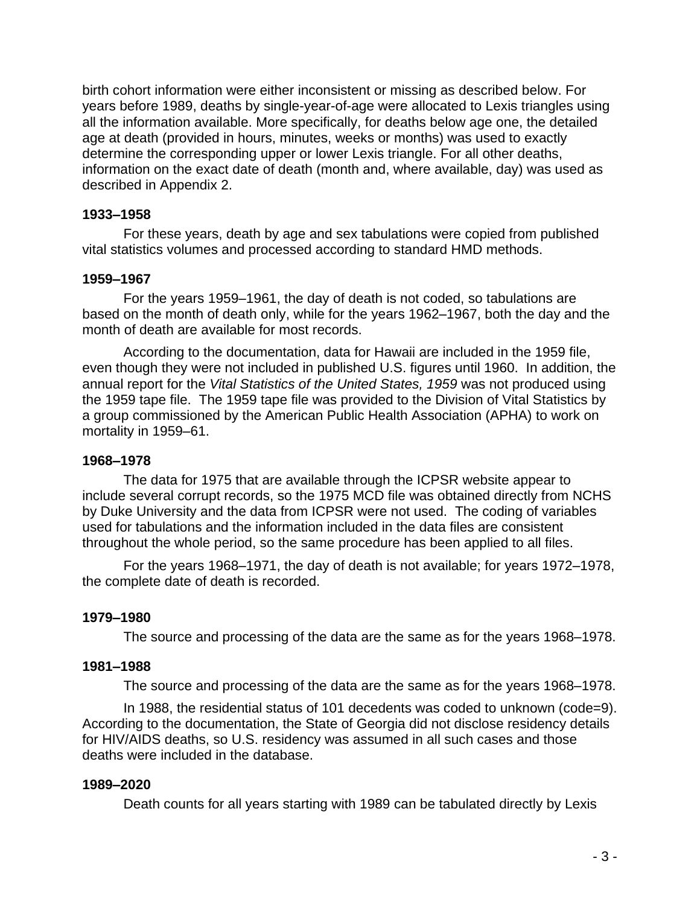birth cohort information were either inconsistent or missing as described below. For years before 1989, deaths by single-year-of-age were allocated to Lexis triangles using all the information available. More specifically, for deaths below age one, the detailed age at death (provided in hours, minutes, weeks or months) was used to exactly determine the corresponding upper or lower Lexis triangle. For all other deaths, information on the exact date of death (month and, where available, day) was used as described in Appendix 2.

**1933–1958**

For these years, death by age and sex tabulations were copied from published vital statistics volumes and processed according to standard HMD methods.

**1959–1967**

For the years 1959–1961, the day of death is not coded, so tabulations are based on the month of death only, while for the years 1962–1967, both the day and the month of death are available for most records.

According to the documentation, data for Hawaii are included in the 1959 file, even though they were not included in published U.S. figures until 1960. In addition, the annual report for the *Vital Statistics of the United States, 1959* was not produced using the 1959 tape file. The 1959 tape file was provided to the Division of Vital Statistics by a group commissioned by the American Public Health Association (APHA) to work on mortality in 1959–61.

**1968–1978**

The data for 1975 that are available through the ICPSR website appear to include several corrupt records, so the 1975 MCD file was obtained directly from NCHS by Duke University and the data from ICPSR were not used. The coding of variables used for tabulations and the information included in the data files are consistent throughout the whole period, so the same procedure has been applied to all files.

For the years 1968–1971, the day of death is not available; for years 1972–1978, the complete date of death is recorded.

**1979–1980**

The source and processing of the data are the same as for the years 1968–1978.

**1981–1988**

The source and processing of the data are the same as for the years 1968–1978.

In 1988, the residential status of 101 decedents was coded to unknown (code=9). According to the documentation, the State of Georgia did not disclose residency details for HIV/AIDS deaths, so U.S. residency was assumed in all such cases and those deaths were included in the database.

**1989–2020**

Death counts for all years starting with 1989 can be tabulated directly by Lexis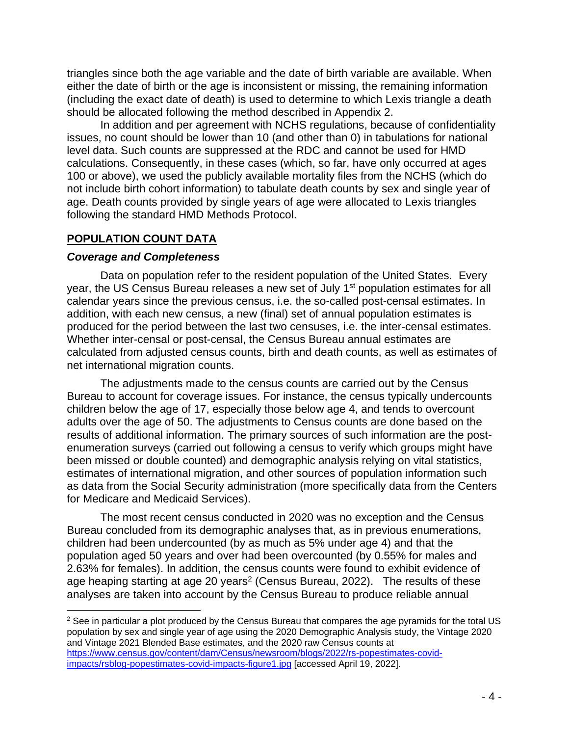triangles since both the age variable and the date of birth variable are available. When either the date of birth or the age is inconsistent or missing, the remaining information (including the exact date of death) is used to determine to which Lexis triangle a death should be allocated following the method described in Appendix 2.

In addition and per agreement with NCHS regulations, because of confidentiality issues, no count should be lower than 10 (and other than 0) in tabulations for national level data. Such counts are suppressed at the RDC and cannot be used for HMD calculations. Consequently, in these cases (which, so far, have only occurred at ages 100 or above), we used the publicly available mortality files from the NCHS (which do not include birth cohort information) to tabulate death counts by sex and single year of age. Death counts provided by single years of age were allocated to Lexis triangles following the standard HMD Methods Protocol.

## POPULATION COUNT DATA

### *Coverage and Completeness*

Data on population refer to the resident population of the United States. Every year, the US Census Bureau releases a new set of July 1st population estimates for all calendar years since the previous census, i.e. the so-called post-censal estimates. In addition, with each new census, a new (final) set of annual population estimates is produced for the period between the last two censuses, i.e. the inter-censal estimates. Whether inter-censal or post-censal, the Census Bureau annual estimates are calculated from adjusted census counts, birth and death counts, as well as estimates of net international migration counts.

The adjustments made to the census counts are carried out by the Census Bureau to account for coverage issues. For instance, the census typically undercounts children below the age of 17, especially those below age 4, and tends to overcount adults over the age of 50. The adjustments to Census counts are done based on the results of additional information. The primary sources of such information are the post-enumeration surveys (carried out following a census to verify which groups might have been missed or double counted) and demographic analysis relying on vital statistics, estimates of international migration, and other sources of population information such as data from the Social Security administration (more specifically data from the Centers for Medicare and Medicaid Services).

The most recent census conducted in 2020 was no exception and the Census Bureau concluded from its demographic analyses that, as in previous enumerations, children had been undercounted (by as much as 5% under age 4) and that the population aged 50 years and over had been overcounted (by 0.55% for males and 2.63% for females). In addition, the census counts were found to exhibit evidence of age heaping starting at age 20 years[2] (Census Bureau, 2022). The results of these analyses are taken into account by the Census Bureau to produce reliable annual

---

[2] See in particular a plot produced by the Census Bureau that compares the age pyramids for the total US population by sex and single year of age using the 2020 Demographic Analysis study, the Vintage 2020 and Vintage 2021 Blended Base estimates, and the 2020 raw Census counts at https://www.census.gov/content/dam/Census/newsroom/blogs/2022/rs-popestimates-covid-impacts/rsblog-popestimates-covid-impacts-figure1.jpg [accessed April 19, 2022].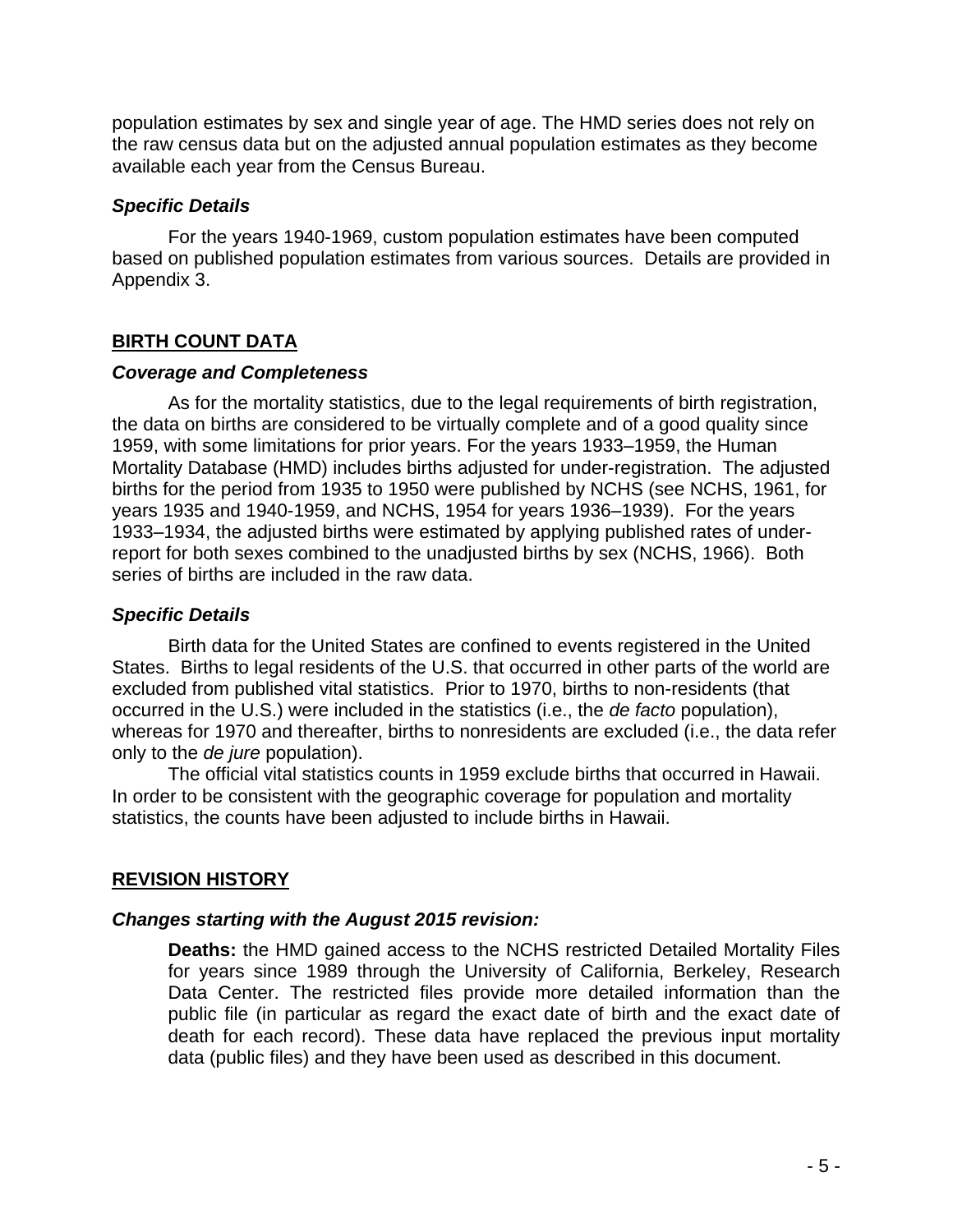population estimates by sex and single year of age. The HMD series does not rely on the raw census data but on the adjusted annual population estimates as they become available each year from the Census Bureau.

### *Specific Details*

For the years 1940-1969, custom population estimates have been computed based on published population estimates from various sources. Details are provided in Appendix 3.

## BIRTH COUNT DATA

### *Coverage and Completeness*

As for the mortality statistics, due to the legal requirements of birth registration, the data on births are considered to be virtually complete and of a good quality since 1959, with some limitations for prior years. For the years 1933–1959, the Human Mortality Database (HMD) includes births adjusted for under-registration. The adjusted births for the period from 1935 to 1950 were published by NCHS (see NCHS, 1961, for years 1935 and 1940-1959, and NCHS, 1954 for years 1936–1939). For the years 1933–1934, the adjusted births were estimated by applying published rates of under-report for both sexes combined to the unadjusted births by sex (NCHS, 1966). Both series of births are included in the raw data.

### *Specific Details*

Birth data for the United States are confined to events registered in the United States. Births to legal residents of the U.S. that occurred in other parts of the world are excluded from published vital statistics. Prior to 1970, births to non-residents (that occurred in the U.S.) were included in the statistics (i.e., the *de facto* population), whereas for 1970 and thereafter, births to nonresidents are excluded (i.e., the data refer only to the *de jure* population).

The official vital statistics counts in 1959 exclude births that occurred in Hawaii. In order to be consistent with the geographic coverage for population and mortality statistics, the counts have been adjusted to include births in Hawaii.

## REVISION HISTORY

### *Changes starting with the August 2015 revision:*

**Deaths:** the HMD gained access to the NCHS restricted Detailed Mortality Files for years since 1989 through the University of California, Berkeley, Research Data Center. The restricted files provide more detailed information than the public file (in particular as regard the exact date of birth and the exact date of death for each record). These data have replaced the previous input mortality data (public files) and they have been used as described in this document.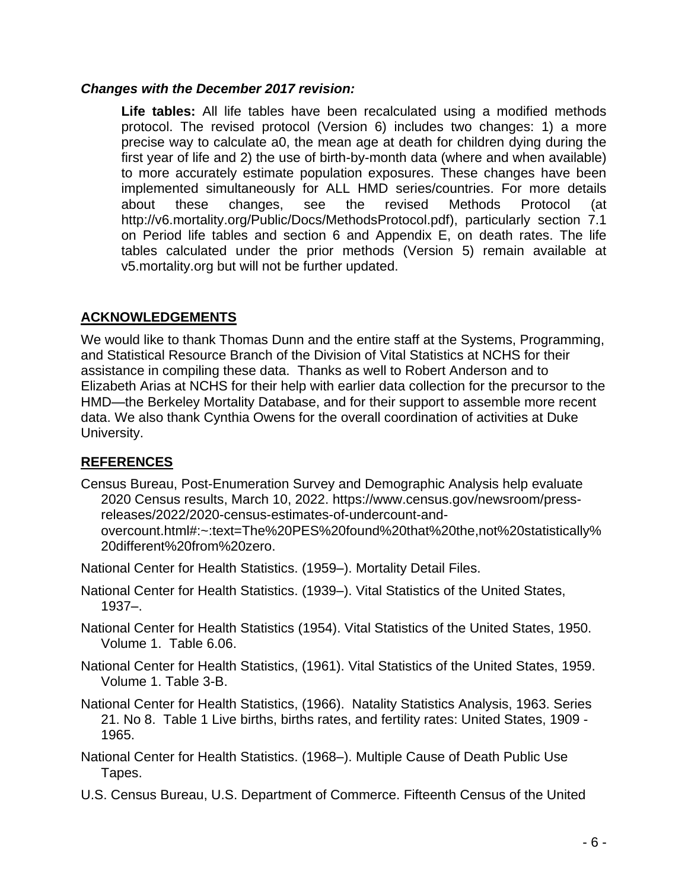***Changes with the December 2017 revision:***

**Life tables:** All life tables have been recalculated using a modified methods protocol. The revised protocol (Version 6) includes two changes: 1) a more precise way to calculate a0, the mean age at death for children dying during the first year of life and 2) the use of birth-by-month data (where and when available) to more accurately estimate population exposures. These changes have been implemented simultaneously for ALL HMD series/countries. For more details about these changes, see the revised Methods Protocol (at http://v6.mortality.org/Public/Docs/MethodsProtocol.pdf), particularly section 7.1 on Period life tables and section 6 and Appendix E, on death rates. The life tables calculated under the prior methods (Version 5) remain available at v5.mortality.org but will not be further updated.

## ACKNOWLEDGEMENTS

We would like to thank Thomas Dunn and the entire staff at the Systems, Programming, and Statistical Resource Branch of the Division of Vital Statistics at NCHS for their assistance in compiling these data. Thanks as well to Robert Anderson and to Elizabeth Arias at NCHS for their help with earlier data collection for the precursor to the HMD—the Berkeley Mortality Database, and for their support to assemble more recent data. We also thank Cynthia Owens for the overall coordination of activities at Duke University.

## REFERENCES

Census Bureau, Post-Enumeration Survey and Demographic Analysis help evaluate 2020 Census results, March 10, 2022. https://www.census.gov/newsroom/press-releases/2022/2020-census-estimates-of-undercount-and-overcount.html#:~:text=The%20PES%20found%20that%20the,not%20statistically%20different%20from%20zero.

National Center for Health Statistics. (1959–). Mortality Detail Files.

National Center for Health Statistics. (1939–). Vital Statistics of the United States, 1937–.

National Center for Health Statistics (1954). Vital Statistics of the United States, 1950. Volume 1. Table 6.06.

National Center for Health Statistics, (1961). Vital Statistics of the United States, 1959. Volume 1. Table 3-B.

National Center for Health Statistics, (1966). Natality Statistics Analysis, 1963. Series 21. No 8. Table 1 Live births, births rates, and fertility rates: United States, 1909 - 1965.

National Center for Health Statistics. (1968–). Multiple Cause of Death Public Use Tapes.

U.S. Census Bureau, U.S. Department of Commerce. Fifteenth Census of the United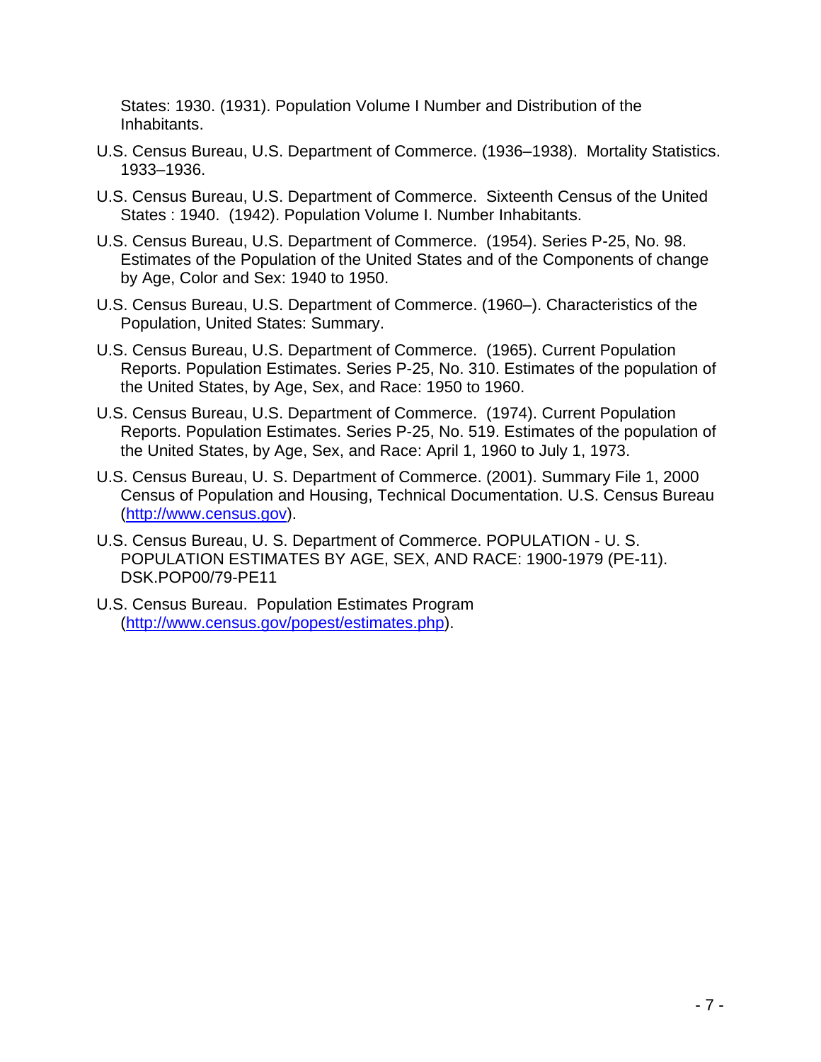States: 1930. (1931). Population Volume I Number and Distribution of the Inhabitants.

U.S. Census Bureau, U.S. Department of Commerce. (1936–1938). Mortality Statistics. 1933–1936.

U.S. Census Bureau, U.S. Department of Commerce. Sixteenth Census of the United States : 1940. (1942). Population Volume I. Number Inhabitants.

U.S. Census Bureau, U.S. Department of Commerce. (1954). Series P-25, No. 98. Estimates of the Population of the United States and of the Components of change by Age, Color and Sex: 1940 to 1950.

U.S. Census Bureau, U.S. Department of Commerce. (1960–). Characteristics of the Population, United States: Summary.

U.S. Census Bureau, U.S. Department of Commerce. (1965). Current Population Reports. Population Estimates. Series P-25, No. 310. Estimates of the population of the United States, by Age, Sex, and Race: 1950 to 1960.

U.S. Census Bureau, U.S. Department of Commerce. (1974). Current Population Reports. Population Estimates. Series P-25, No. 519. Estimates of the population of the United States, by Age, Sex, and Race: April 1, 1960 to July 1, 1973.

U.S. Census Bureau, U. S. Department of Commerce. (2001). Summary File 1, 2000 Census of Population and Housing, Technical Documentation. U.S. Census Bureau (http://www.census.gov).

U.S. Census Bureau, U. S. Department of Commerce. POPULATION - U. S. POPULATION ESTIMATES BY AGE, SEX, AND RACE: 1900-1979 (PE-11). DSK.POP00/79-PE11

U.S. Census Bureau. Population Estimates Program (http://www.census.gov/popest/estimates.php).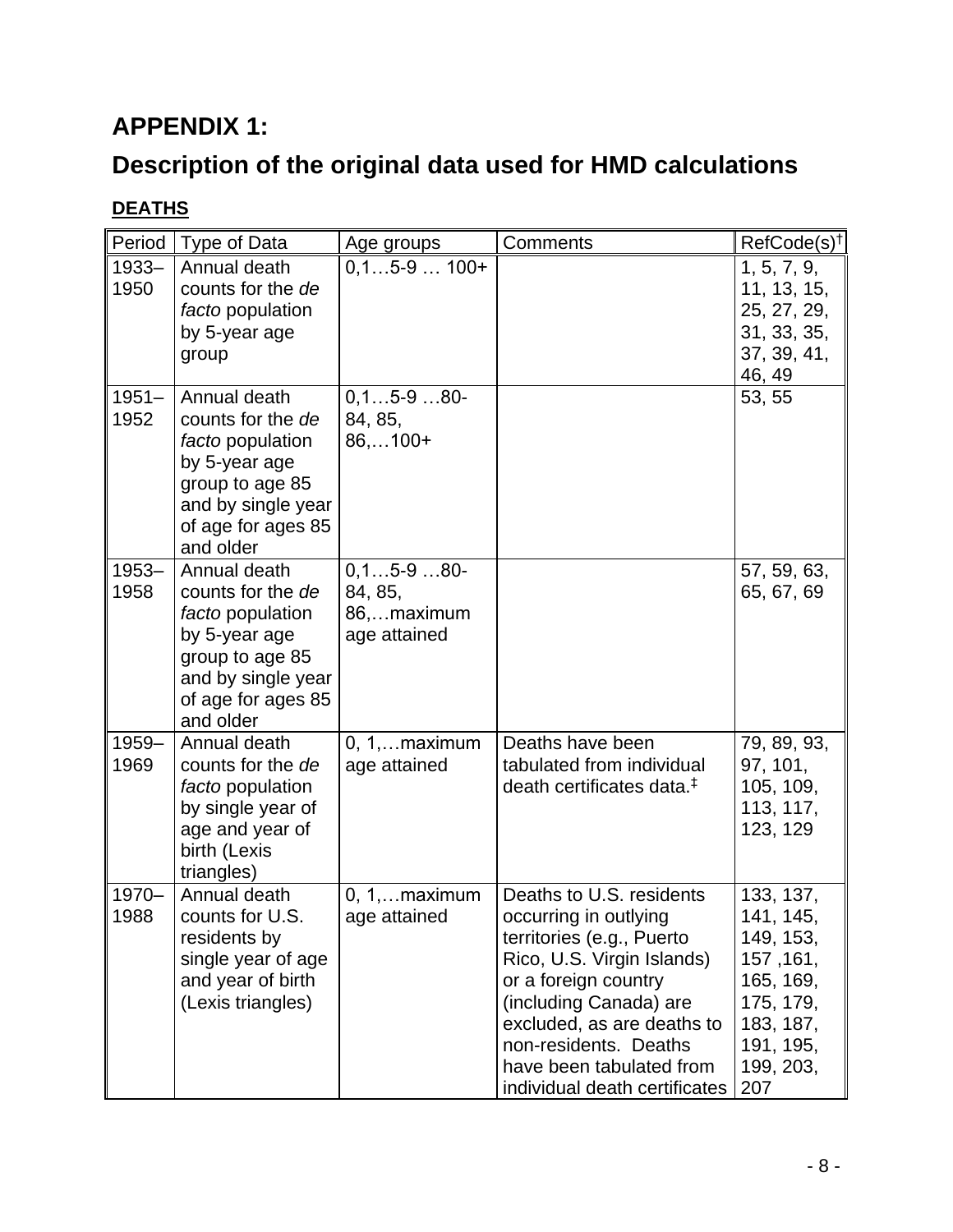# APPENDIX 1:

# Description of the original data used for HMD calculations

## DEATHS

| Period | Type of Data | Age groups | Comments | RefCode(s)† |
|---|---|---|---|---|
| 1933–1950 | Annual death counts for the *de facto* population by 5-year age group | 0,1…5-9 … 100+ | | 1, 5, 7, 9, 11, 13, 15, 25, 27, 29, 31, 33, 35, 37, 39, 41, 46, 49 |
| 1951–1952 | Annual death counts for the *de facto* population by 5-year age group to age 85 and by single year of age for ages 85 and older | 0,1…5-9 …80-84, 85, 86,…100+ | | 53, 55 |
| 1953–1958 | Annual death counts for the *de facto* population by 5-year age group to age 85 and by single year of age for ages 85 and older | 0,1…5-9 …80-84, 85, 86,…maximum age attained | | 57, 59, 63, 65, 67, 69 |
| 1959–1969 | Annual death counts for the *de facto* population by single year of age and year of birth (Lexis triangles) | 0, 1,…maximum age attained | Deaths have been tabulated from individual death certificates data.‡ | 79, 89, 93, 97, 101, 105, 109, 113, 117, 123, 129 |
| 1970–1988 | Annual death counts for U.S. residents by single year of age and year of birth (Lexis triangles) | 0, 1,…maximum age attained | Deaths to U.S. residents occurring in outlying territories (e.g., Puerto Rico, U.S. Virgin Islands) or a foreign country (including Canada) are excluded, as are deaths to non-residents. Deaths have been tabulated from individual death certificates | 133, 137, 141, 145, 149, 153, 157 ,161, 165, 169, 175, 179, 183, 187, 191, 195, 199, 203, 207 |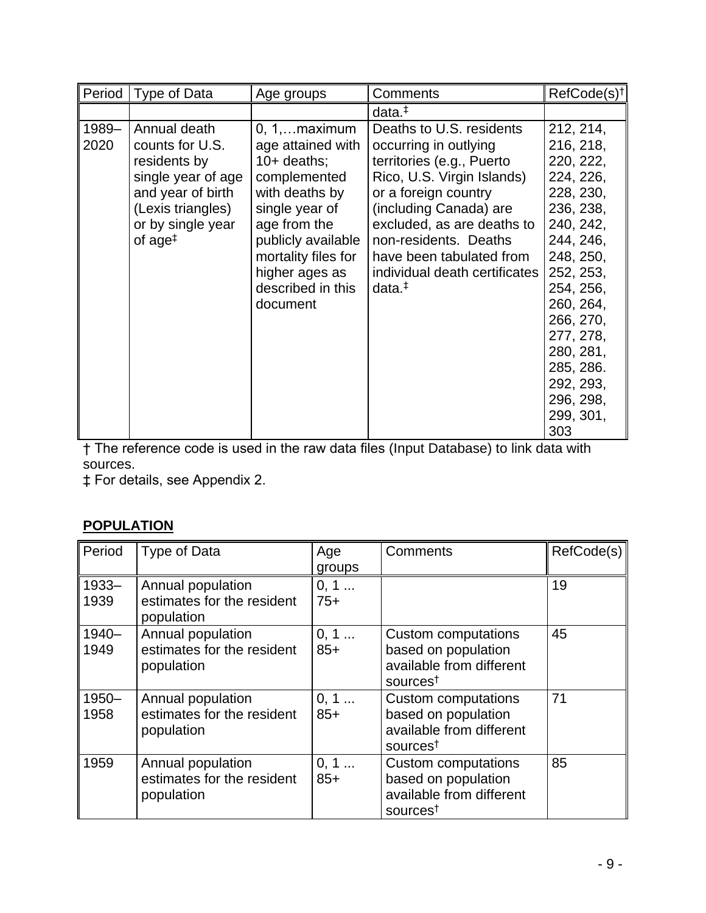| Period | Type of Data | Age groups | Comments | RefCode(s)† |
|---|---|---|---|---|
| | | | data.‡ | |
| 1989–2020 | Annual death counts for U.S. residents by single year of age and year of birth (Lexis triangles) or by single year of age‡ | 0, 1,…maximum age attained with 10+ deaths; complemented with deaths by single year of age from the publicly available mortality files for higher ages as described in this document | Deaths to U.S. residents occurring in outlying territories (e.g., Puerto Rico, U.S. Virgin Islands) or a foreign country (including Canada) are excluded, as are deaths to non-residents. Deaths have been tabulated from individual death certificates data.‡ | 212, 214, 216, 218, 220, 222, 224, 226, 228, 230, 236, 238, 240, 242, 244, 246, 248, 250, 252, 253, 254, 256, 260, 264, 266, 270, 277, 278, 280, 281, 285, 286. 292, 293, 296, 298, 299, 301, 303 |

† The reference code is used in the raw data files (Input Database) to link data with sources.
‡ For details, see Appendix 2.

**POPULATION**

| Period | Type of Data | Age groups | Comments | RefCode(s) |
|---|---|---|---|---|
| 1933–1939 | Annual population estimates for the resident population | 0, 1 ... 75+ | | 19 |
| 1940–1949 | Annual population estimates for the resident population | 0, 1 ... 85+ | Custom computations based on population available from different sources† | 45 |
| 1950–1958 | Annual population estimates for the resident population | 0, 1 ... 85+ | Custom computations based on population available from different sources† | 71 |
| 1959 | Annual population estimates for the resident population | 0, 1 ... 85+ | Custom computations based on population available from different sources† | 85 |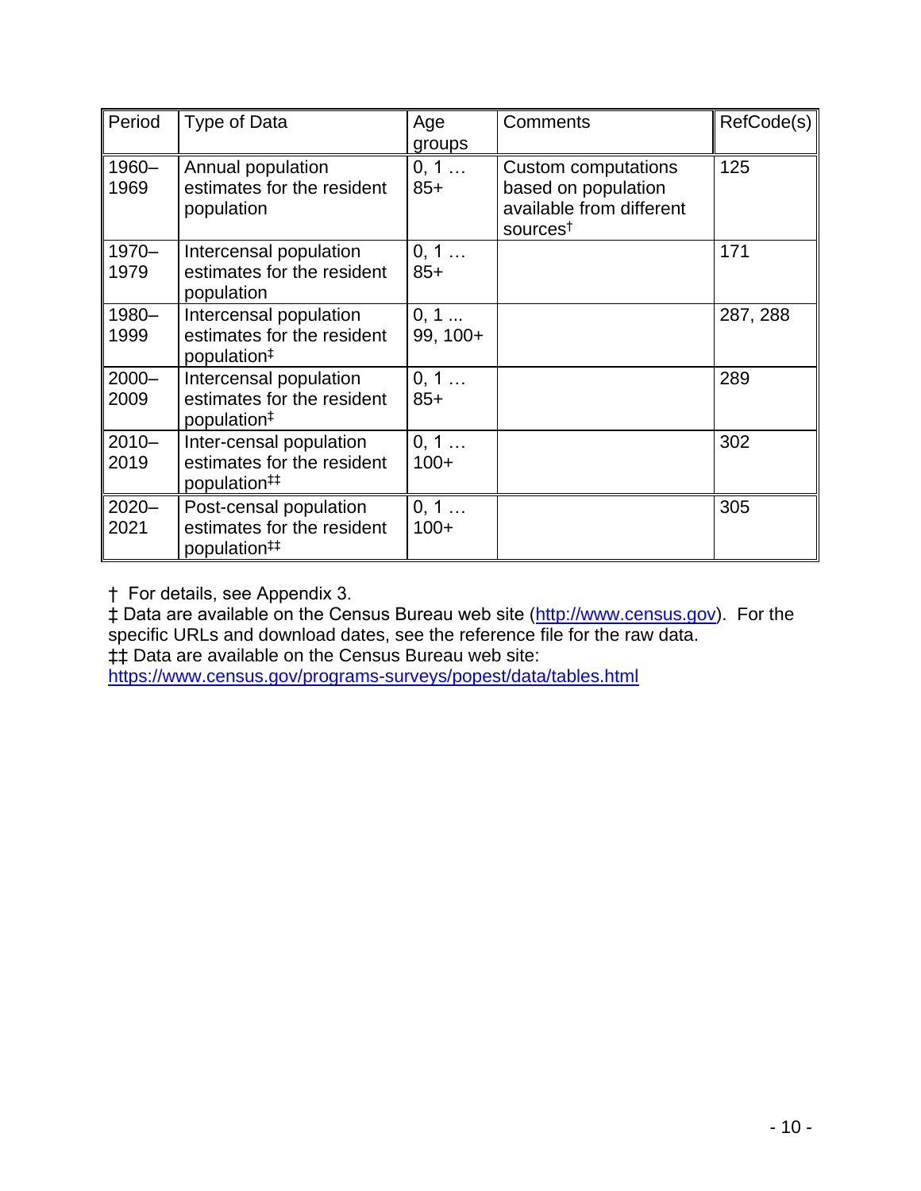| Period | Type of Data | Age groups | Comments | RefCode(s) |
| --- | --- | --- | --- | --- |
| 1960–1969 | Annual population estimates for the resident population | 0, 1 … 85+ | Custom computations based on population available from different sources† | 125 |
| 1970–1979 | Intercensal population estimates for the resident population | 0, 1 … 85+ | | 171 |
| 1980–1999 | Intercensal population estimates for the resident population‡ | 0, 1 ... 99, 100+ | | 287, 288 |
| 2000–2009 | Intercensal population estimates for the resident population‡ | 0, 1 … 85+ | | 289 |
| 2010–2019 | Inter-censal population estimates for the resident population‡‡ | 0, 1 … 100+ | | 302 |
| 2020–2021 | Post-censal population estimates for the resident population‡‡ | 0, 1 … 100+ | | 305 |

† For details, see Appendix 3.

‡ Data are available on the Census Bureau web site (http://www.census.gov). For the specific URLs and download dates, see the reference file for the raw data.

‡‡ Data are available on the Census Bureau web site: https://www.census.gov/programs-surveys/popest/data/tables.html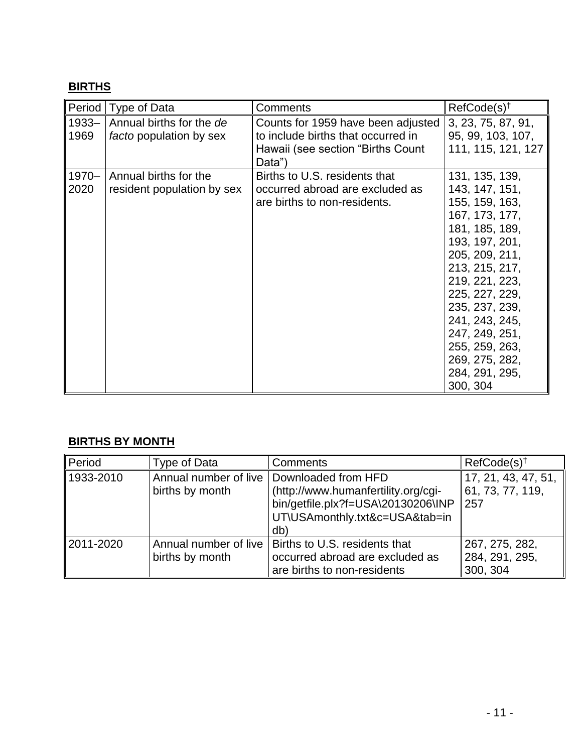**BIRTHS**

| Period | Type of Data | Comments | RefCode(s)† |
|---|---|---|---|
| 1933–1969 | Annual births for the *de facto* population by sex | Counts for 1959 have been adjusted to include births that occurred in Hawaii (see section "Births Count Data") | 3, 23, 75, 87, 91, 95, 99, 103, 107, 111, 115, 121, 127 |
| 1970–2020 | Annual births for the resident population by sex | Births to U.S. residents that occurred abroad are excluded as are births to non-residents. | 131, 135, 139, 143, 147, 151, 155, 159, 163, 167, 173, 177, 181, 185, 189, 193, 197, 201, 205, 209, 211, 213, 215, 217, 219, 221, 223, 225, 227, 229, 235, 237, 239, 241, 243, 245, 247, 249, 251, 255, 259, 263, 269, 275, 282, 284, 291, 295, 300, 304 |

**BIRTHS BY MONTH**

| Period | Type of Data | Comments | RefCode(s)† |
|---|---|---|---|
| 1933-2010 | Annual number of live births by month | Downloaded from HFD (http://www.humanfertility.org/cgi-bin/getfile.plx?f=USA\20130206\INPUT\USAmonthly.txt&c=USA&tab=indb) | 17, 21, 43, 47, 51, 61, 73, 77, 119, 257 |
| 2011-2020 | Annual number of live births by month | Births to U.S. residents that occurred abroad are excluded as are births to non-residents | 267, 275, 282, 284, 291, 295, 300, 304 |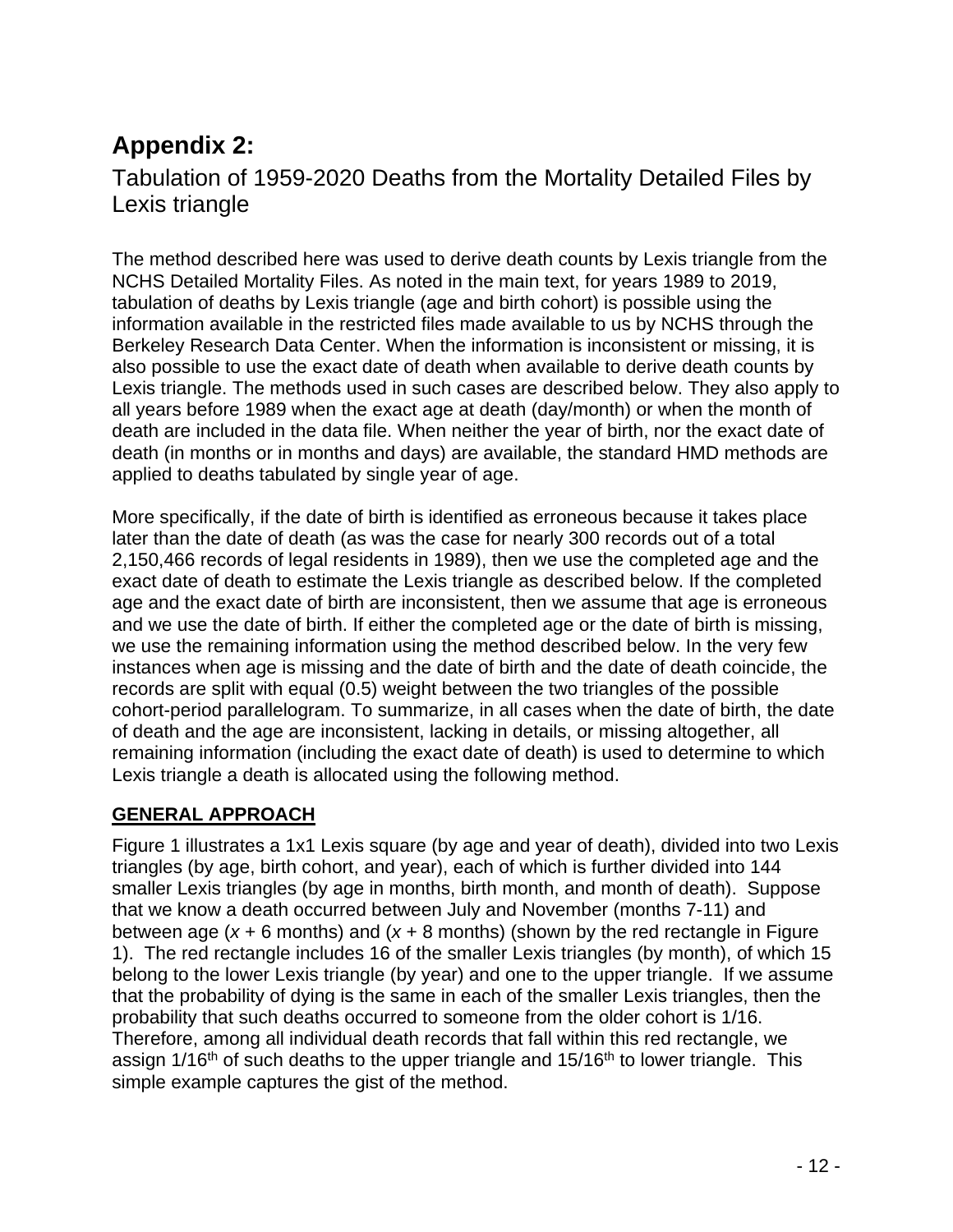# Appendix 2:

## Tabulation of 1959-2020 Deaths from the Mortality Detailed Files by Lexis triangle

The method described here was used to derive death counts by Lexis triangle from the NCHS Detailed Mortality Files. As noted in the main text, for years 1989 to 2019, tabulation of deaths by Lexis triangle (age and birth cohort) is possible using the information available in the restricted files made available to us by NCHS through the Berkeley Research Data Center. When the information is inconsistent or missing, it is also possible to use the exact date of death when available to derive death counts by Lexis triangle. The methods used in such cases are described below. They also apply to all years before 1989 when the exact age at death (day/month) or when the month of death are included in the data file. When neither the year of birth, nor the exact date of death (in months or in months and days) are available, the standard HMD methods are applied to deaths tabulated by single year of age.

More specifically, if the date of birth is identified as erroneous because it takes place later than the date of death (as was the case for nearly 300 records out of a total 2,150,466 records of legal residents in 1989), then we use the completed age and the exact date of death to estimate the Lexis triangle as described below. If the completed age and the exact date of birth are inconsistent, then we assume that age is erroneous and we use the date of birth. If either the completed age or the date of birth is missing, we use the remaining information using the method described below. In the very few instances when age is missing and the date of birth and the date of death coincide, the records are split with equal (0.5) weight between the two triangles of the possible cohort-period parallelogram. To summarize, in all cases when the date of birth, the date of death and the age are inconsistent, lacking in details, or missing altogether, all remaining information (including the exact date of death) is used to determine to which Lexis triangle a death is allocated using the following method.

**GENERAL APPROACH**

Figure 1 illustrates a 1x1 Lexis square (by age and year of death), divided into two Lexis triangles (by age, birth cohort, and year), each of which is further divided into 144 smaller Lexis triangles (by age in months, birth month, and month of death). Suppose that we know a death occurred between July and November (months 7-11) and between age ($x$ + 6 months) and ($x$ + 8 months) (shown by the red rectangle in Figure 1). The red rectangle includes 16 of the smaller Lexis triangles (by month), of which 15 belong to the lower Lexis triangle (by year) and one to the upper triangle. If we assume that the probability of dying is the same in each of the smaller Lexis triangles, then the probability that such deaths occurred to someone from the older cohort is 1/16. Therefore, among all individual death records that fall within this red rectangle, we assign 1/16th of such deaths to the upper triangle and 15/16th to lower triangle. This simple example captures the gist of the method.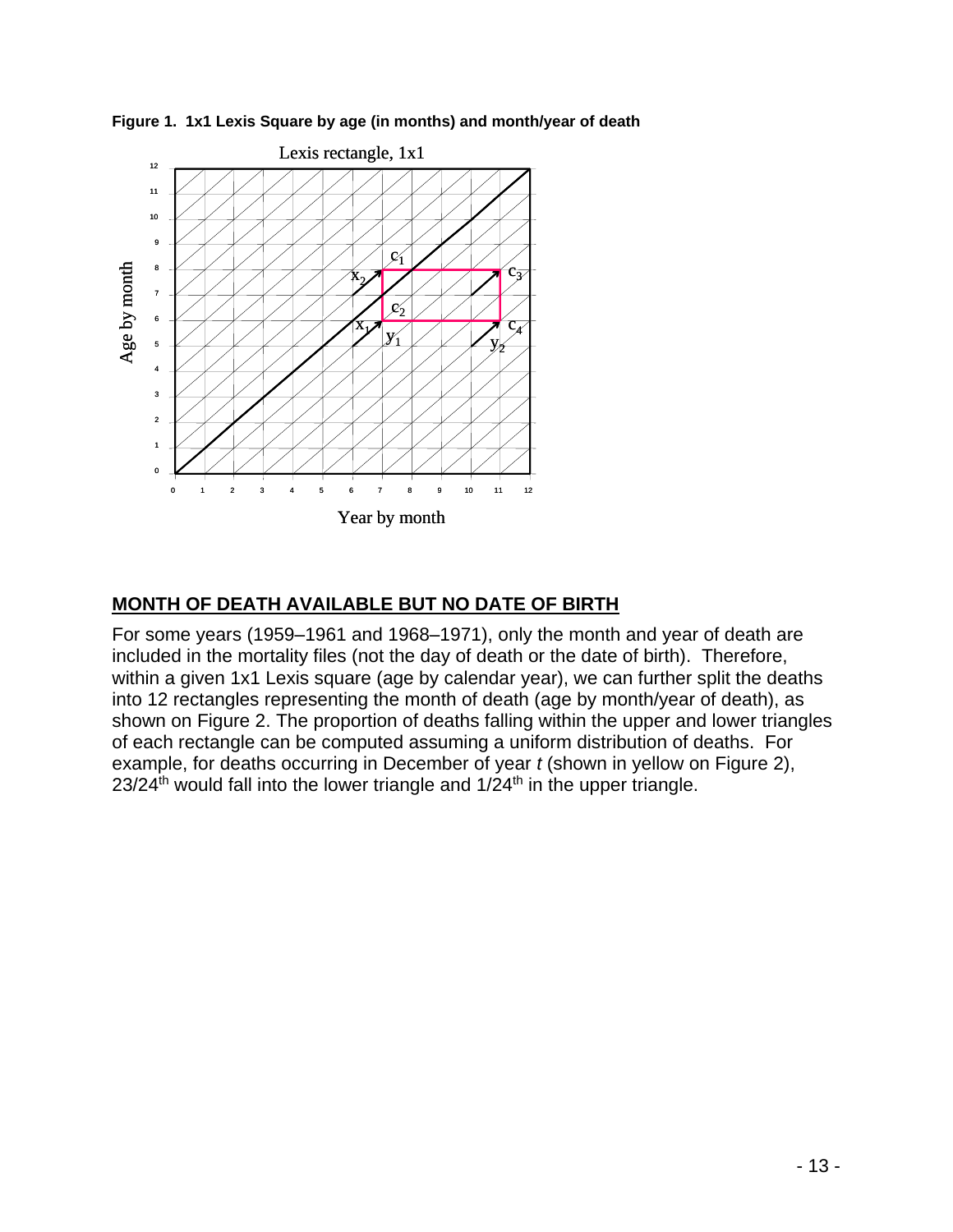**Figure 1. 1x1 Lexis Square by age (in months) and month/year of death**

## MONTH OF DEATH AVAILABLE BUT NO DATE OF BIRTH

For some years (1959–1961 and 1968–1971), only the month and year of death are included in the mortality files (not the day of death or the date of birth). Therefore, within a given 1x1 Lexis square (age by calendar year), we can further split the deaths into 12 rectangles representing the month of death (age by month/year of death), as shown on Figure 2. The proportion of deaths falling within the upper and lower triangles of each rectangle can be computed assuming a uniform distribution of deaths. For example, for deaths occurring in December of year *t* (shown in yellow on Figure 2), $23/24^{th}$ would fall into the lower triangle and $1/24^{th}$ in the upper triangle.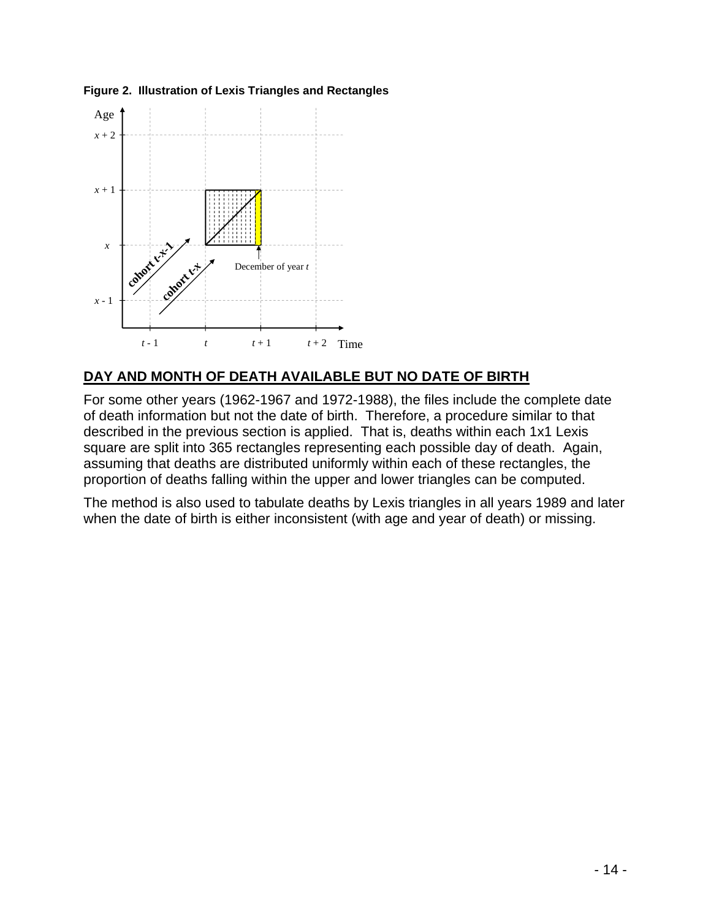**Figure 2. Illustration of Lexis Triangles and Rectangles**

## DAY AND MONTH OF DEATH AVAILABLE BUT NO DATE OF BIRTH

For some other years (1962-1967 and 1972-1988), the files include the complete date of death information but not the date of birth. Therefore, a procedure similar to that described in the previous section is applied. That is, deaths within each 1x1 Lexis square are split into 365 rectangles representing each possible day of death. Again, assuming that deaths are distributed uniformly within each of these rectangles, the proportion of deaths falling within the upper and lower triangles can be computed.

The method is also used to tabulate deaths by Lexis triangles in all years 1989 and later when the date of birth is either inconsistent (with age and year of death) or missing.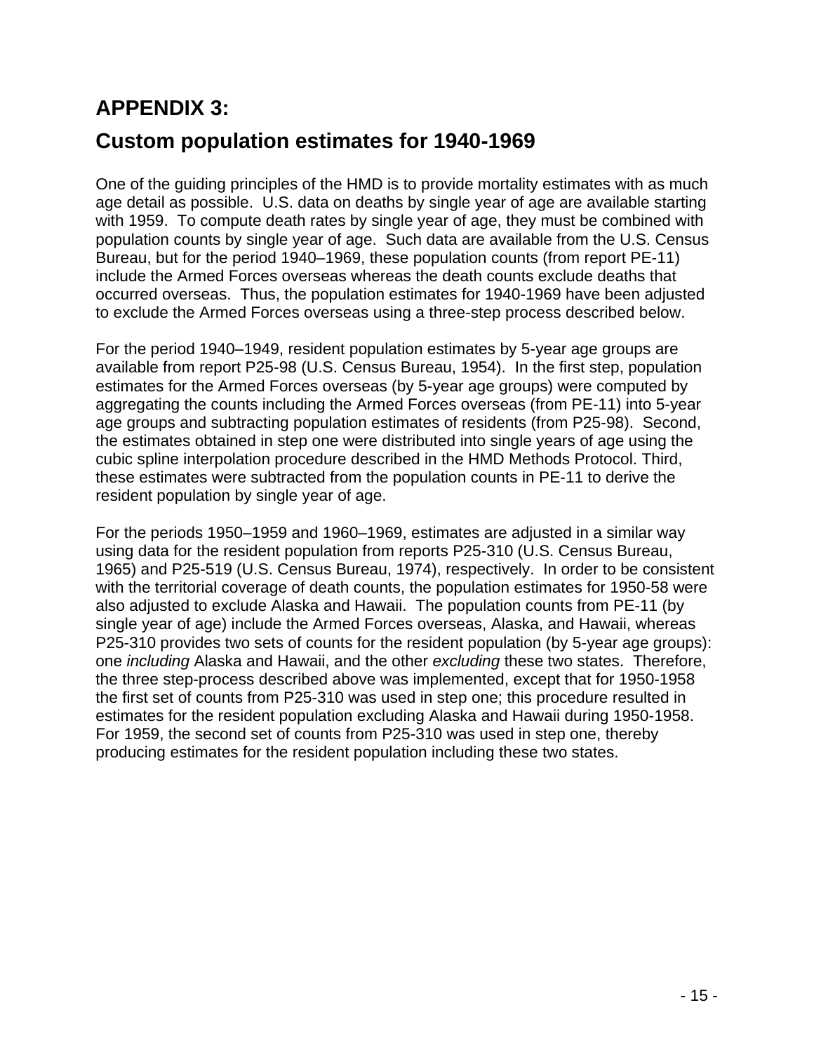# APPENDIX 3:

# Custom population estimates for 1940-1969

One of the guiding principles of the HMD is to provide mortality estimates with as much age detail as possible. U.S. data on deaths by single year of age are available starting with 1959. To compute death rates by single year of age, they must be combined with population counts by single year of age. Such data are available from the U.S. Census Bureau, but for the period 1940–1969, these population counts (from report PE-11) include the Armed Forces overseas whereas the death counts exclude deaths that occurred overseas. Thus, the population estimates for 1940-1969 have been adjusted to exclude the Armed Forces overseas using a three-step process described below.

For the period 1940–1949, resident population estimates by 5-year age groups are available from report P25-98 (U.S. Census Bureau, 1954). In the first step, population estimates for the Armed Forces overseas (by 5-year age groups) were computed by aggregating the counts including the Armed Forces overseas (from PE-11) into 5-year age groups and subtracting population estimates of residents (from P25-98). Second, the estimates obtained in step one were distributed into single years of age using the cubic spline interpolation procedure described in the HMD Methods Protocol. Third, these estimates were subtracted from the population counts in PE-11 to derive the resident population by single year of age.

For the periods 1950–1959 and 1960–1969, estimates are adjusted in a similar way using data for the resident population from reports P25-310 (U.S. Census Bureau, 1965) and P25-519 (U.S. Census Bureau, 1974), respectively. In order to be consistent with the territorial coverage of death counts, the population estimates for 1950-58 were also adjusted to exclude Alaska and Hawaii. The population counts from PE-11 (by single year of age) include the Armed Forces overseas, Alaska, and Hawaii, whereas P25-310 provides two sets of counts for the resident population (by 5-year age groups): one *including* Alaska and Hawaii, and the other *excluding* these two states. Therefore, the three step-process described above was implemented, except that for 1950-1958 the first set of counts from P25-310 was used in step one; this procedure resulted in estimates for the resident population excluding Alaska and Hawaii during 1950-1958. For 1959, the second set of counts from P25-310 was used in step one, thereby producing estimates for the resident population including these two states.